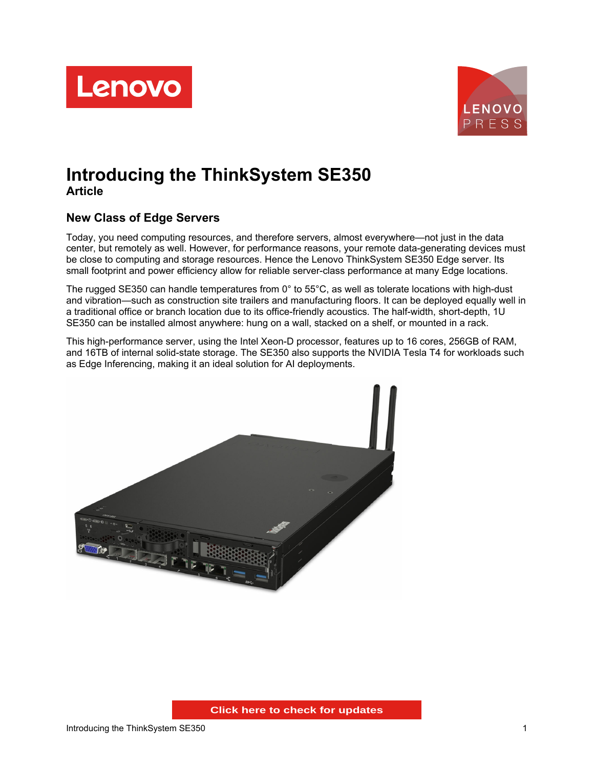# Introducing the ThinkSystem SE350

**Article**

## New Class of Edge Servers

Today, you need computing resources, and therefore servers, almost everywhere—not just in the data center, but remotely as well. However, for performance reasons, your remote data-generating devices must be close to computing and storage resources. Hence the Lenovo ThinkSystem SE350 Edge server. Its small footprint and power efficiency allow for reliable server-class performance at many Edge locations.

The rugged SE350 can handle temperatures from 0° to 55°C, as well as tolerate locations with high-dust and vibration—such as construction site trailers and manufacturing floors. It can be deployed equally well in a traditional office or branch location due to its office-friendly acoustics. The half-width, short-depth, 1U SE350 can be installed almost anywhere: hung on a wall, stacked on a shelf, or mounted in a rack.

This high-performance server, using the Intel Xeon-D processor, features up to 16 cores, 256GB of RAM, and 16TB of internal solid-state storage. The SE350 also supports the NVIDIA Tesla T4 for workloads such as Edge Inferencing, making it an ideal solution for AI deployments.

Click here to check for updates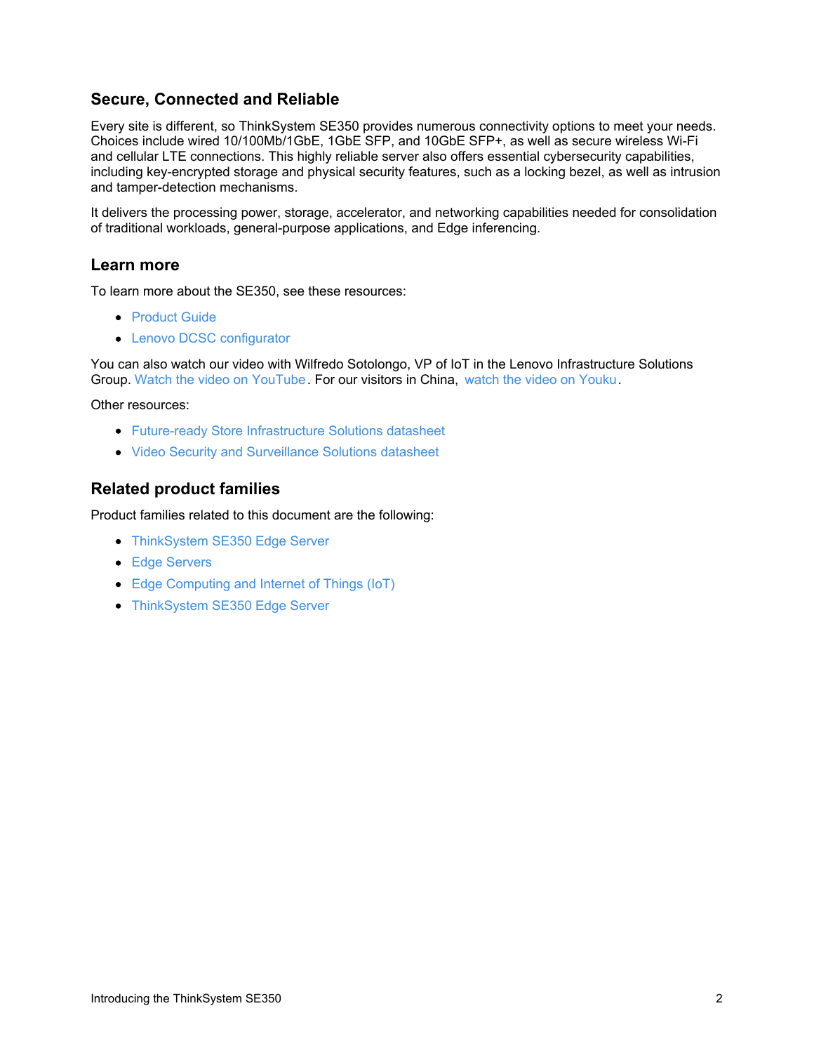## Secure, Connected and Reliable

Every site is different, so ThinkSystem SE350 provides numerous connectivity options to meet your needs. Choices include wired 10/100Mb/1GbE, 1GbE SFP, and 10GbE SFP+, as well as secure wireless Wi-Fi and cellular LTE connections. This highly reliable server also offers essential cybersecurity capabilities, including key-encrypted storage and physical security features, such as a locking bezel, as well as intrusion and tamper-detection mechanisms.

It delivers the processing power, storage, accelerator, and networking capabilities needed for consolidation of traditional workloads, general-purpose applications, and Edge inferencing.

## Learn more

To learn more about the SE350, see these resources:

- Product Guide
- Lenovo DCSC configurator

You can also watch our video with Wilfredo Sotolongo, VP of IoT in the Lenovo Infrastructure Solutions Group. Watch the video on YouTube. For our visitors in China, watch the video on Youku.

Other resources:

- Future-ready Store Infrastructure Solutions datasheet
- Video Security and Surveillance Solutions datasheet

## Related product families

Product families related to this document are the following:

- ThinkSystem SE350 Edge Server
- Edge Servers
- Edge Computing and Internet of Things (IoT)
- ThinkSystem SE350 Edge Server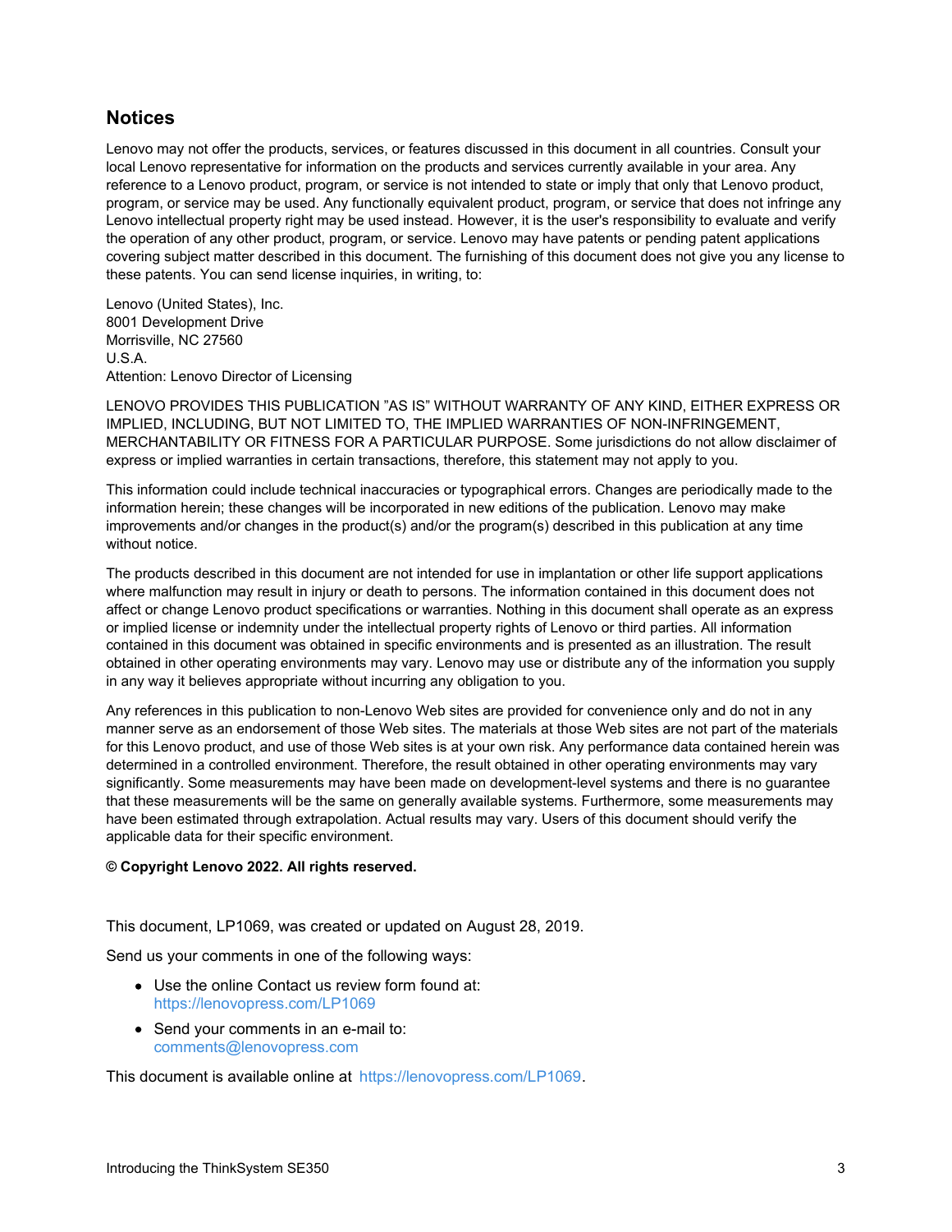## Notices

Lenovo may not offer the products, services, or features discussed in this document in all countries. Consult your local Lenovo representative for information on the products and services currently available in your area. Any reference to a Lenovo product, program, or service is not intended to state or imply that only that Lenovo product, program, or service may be used. Any functionally equivalent product, program, or service that does not infringe any Lenovo intellectual property right may be used instead. However, it is the user's responsibility to evaluate and verify the operation of any other product, program, or service. Lenovo may have patents or pending patent applications covering subject matter described in this document. The furnishing of this document does not give you any license to these patents. You can send license inquiries, in writing, to:

Lenovo (United States), Inc.
8001 Development Drive
Morrisville, NC 27560
U.S.A.
Attention: Lenovo Director of Licensing

LENOVO PROVIDES THIS PUBLICATION "AS IS" WITHOUT WARRANTY OF ANY KIND, EITHER EXPRESS OR IMPLIED, INCLUDING, BUT NOT LIMITED TO, THE IMPLIED WARRANTIES OF NON-INFRINGEMENT, MERCHANTABILITY OR FITNESS FOR A PARTICULAR PURPOSE. Some jurisdictions do not allow disclaimer of express or implied warranties in certain transactions, therefore, this statement may not apply to you.

This information could include technical inaccuracies or typographical errors. Changes are periodically made to the information herein; these changes will be incorporated in new editions of the publication. Lenovo may make improvements and/or changes in the product(s) and/or the program(s) described in this publication at any time without notice.

The products described in this document are not intended for use in implantation or other life support applications where malfunction may result in injury or death to persons. The information contained in this document does not affect or change Lenovo product specifications or warranties. Nothing in this document shall operate as an express or implied license or indemnity under the intellectual property rights of Lenovo or third parties. All information contained in this document was obtained in specific environments and is presented as an illustration. The result obtained in other operating environments may vary. Lenovo may use or distribute any of the information you supply in any way it believes appropriate without incurring any obligation to you.

Any references in this publication to non-Lenovo Web sites are provided for convenience only and do not in any manner serve as an endorsement of those Web sites. The materials at those Web sites are not part of the materials for this Lenovo product, and use of those Web sites is at your own risk. Any performance data contained herein was determined in a controlled environment. Therefore, the result obtained in other operating environments may vary significantly. Some measurements may have been made on development-level systems and there is no guarantee that these measurements will be the same on generally available systems. Furthermore, some measurements may have been estimated through extrapolation. Actual results may vary. Users of this document should verify the applicable data for their specific environment.

**© Copyright Lenovo 2022. All rights reserved.**

This document, LP1069, was created or updated on August 28, 2019.

Send us your comments in one of the following ways:

- Use the online Contact us review form found at:
  https://lenovopress.com/LP1069
- Send your comments in an e-mail to:
  comments@lenovopress.com

This document is available online at https://lenovopress.com/LP1069.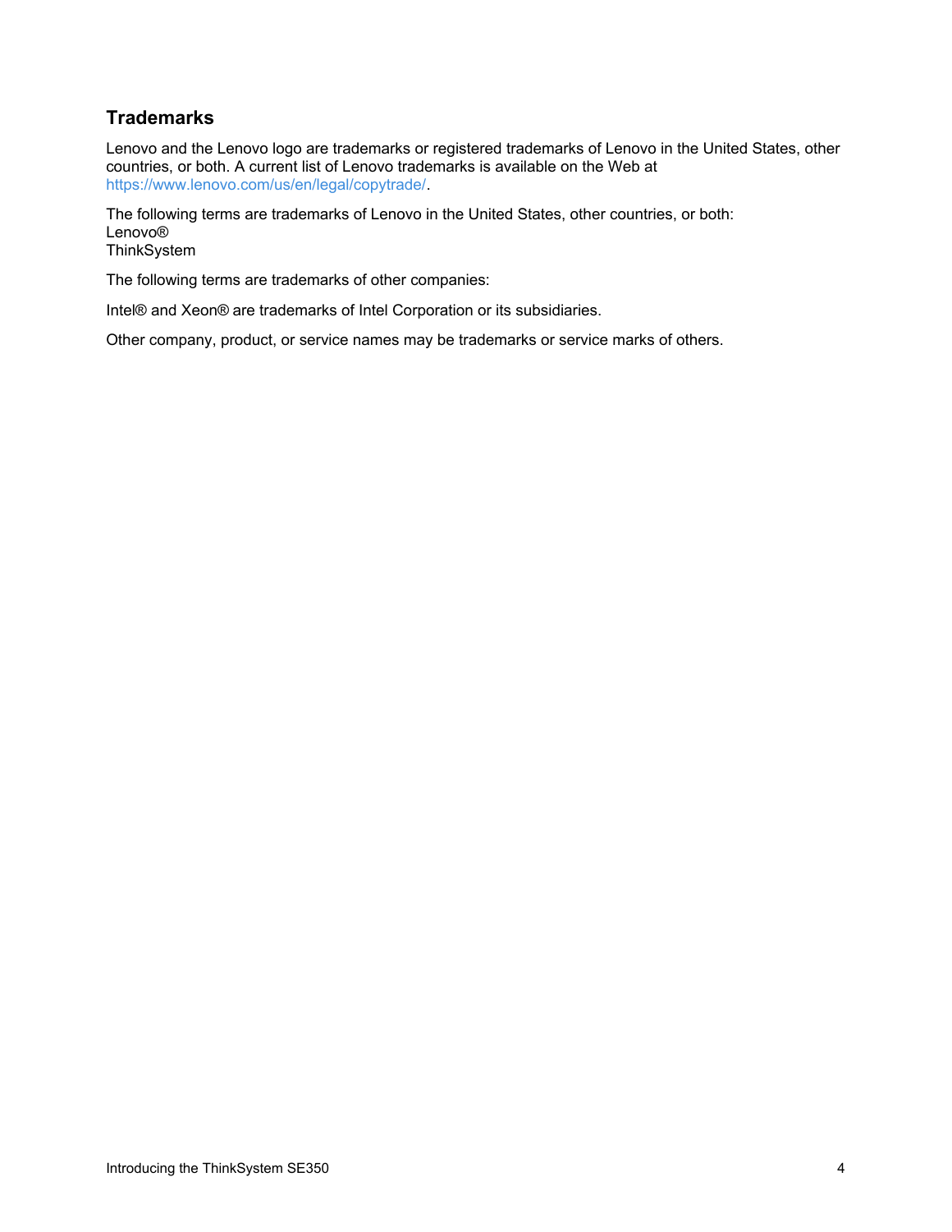## Trademarks

Lenovo and the Lenovo logo are trademarks or registered trademarks of Lenovo in the United States, other countries, or both. A current list of Lenovo trademarks is available on the Web at https://www.lenovo.com/us/en/legal/copytrade/.

The following terms are trademarks of Lenovo in the United States, other countries, or both:
Lenovo®
ThinkSystem

The following terms are trademarks of other companies:

Intel® and Xeon® are trademarks of Intel Corporation or its subsidiaries.

Other company, product, or service names may be trademarks or service marks of others.